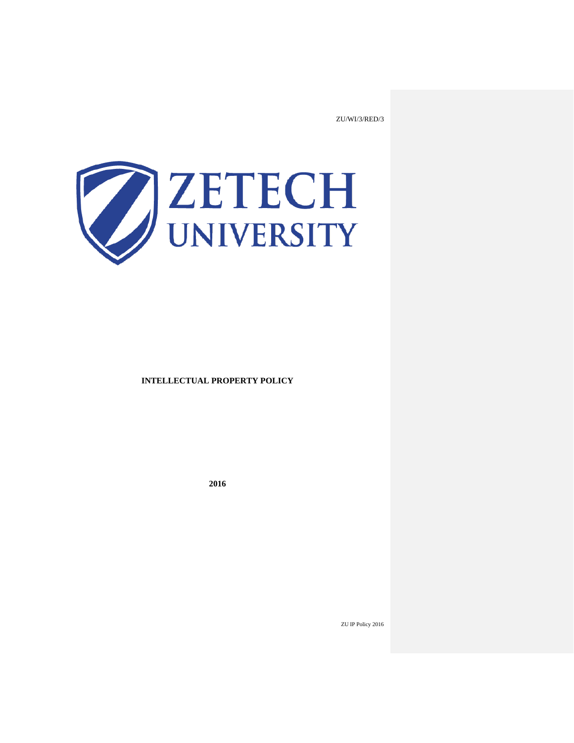ZU/WI/3/RED/3

ZETECH UNIVERSITY

**INTELLECTUAL PROPERTY POLICY**

**2016**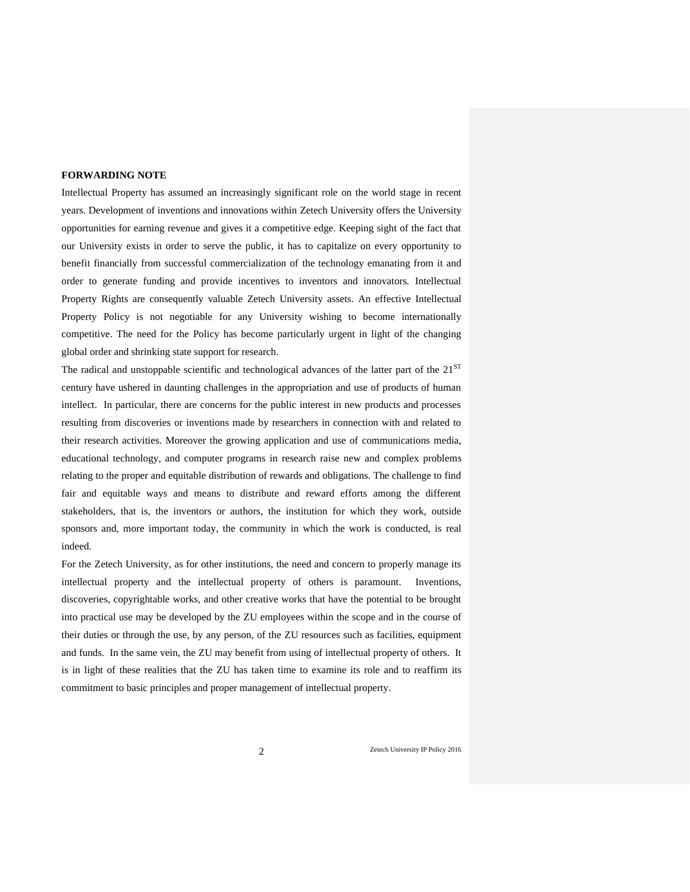**FORWARDING NOTE**

Intellectual Property has assumed an increasingly significant role on the world stage in recent years. Development of inventions and innovations within Zetech University offers the University opportunities for earning revenue and gives it a competitive edge. Keeping sight of the fact that our University exists in order to serve the public, it has to capitalize on every opportunity to benefit financially from successful commercialization of the technology emanating from it and order to generate funding and provide incentives to inventors and innovators. Intellectual Property Rights are consequently valuable Zetech University assets. An effective Intellectual Property Policy is not negotiable for any University wishing to become internationally competitive. The need for the Policy has become particularly urgent in light of the changing global order and shrinking state support for research.

The radical and unstoppable scientific and technological advances of the latter part of the 21ST century have ushered in daunting challenges in the appropriation and use of products of human intellect. In particular, there are concerns for the public interest in new products and processes resulting from discoveries or inventions made by researchers in connection with and related to their research activities. Moreover the growing application and use of communications media, educational technology, and computer programs in research raise new and complex problems relating to the proper and equitable distribution of rewards and obligations. The challenge to find fair and equitable ways and means to distribute and reward efforts among the different stakeholders, that is, the inventors or authors, the institution for which they work, outside sponsors and, more important today, the community in which the work is conducted, is real indeed.

For the Zetech University, as for other institutions, the need and concern to properly manage its intellectual property and the intellectual property of others is paramount. Inventions, discoveries, copyrightable works, and other creative works that have the potential to be brought into practical use may be developed by the ZU employees within the scope and in the course of their duties or through the use, by any person, of the ZU resources such as facilities, equipment and funds. In the same vein, the ZU may benefit from using of intellectual property of others. It is in light of these realities that the ZU has taken time to examine its role and to reaffirm its commitment to basic principles and proper management of intellectual property.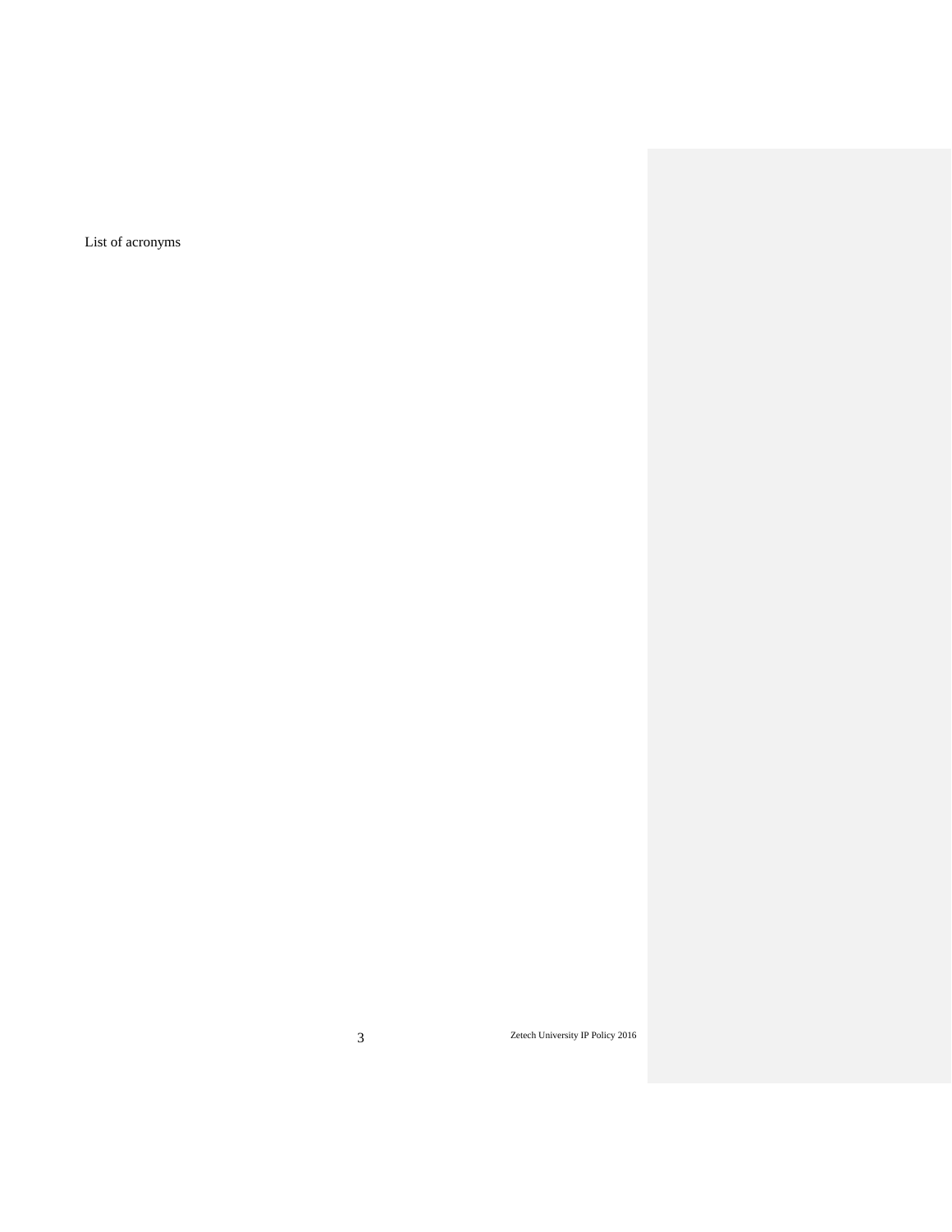List of acronyms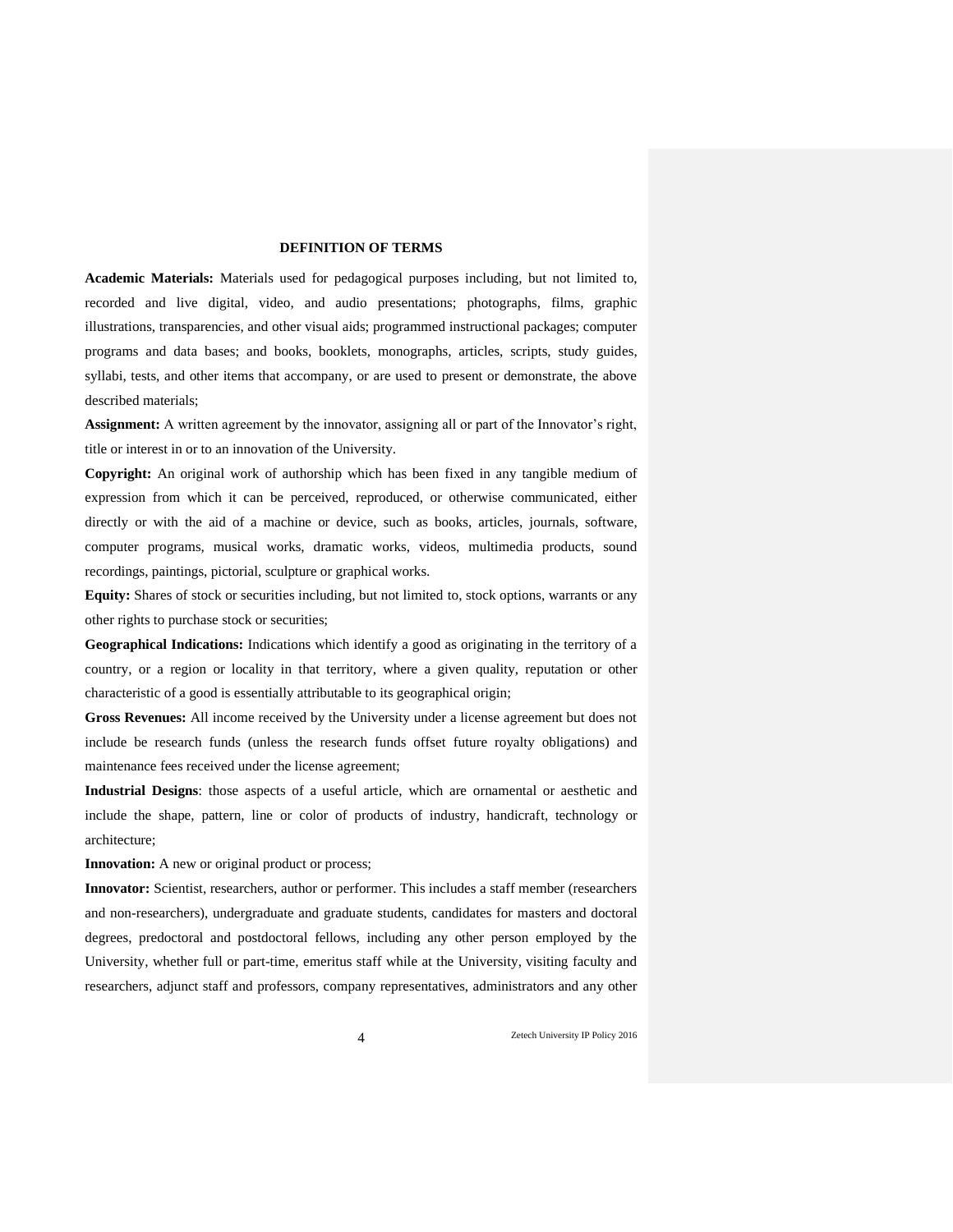## DEFINITION OF TERMS

**Academic Materials:** Materials used for pedagogical purposes including, but not limited to, recorded and live digital, video, and audio presentations; photographs, films, graphic illustrations, transparencies, and other visual aids; programmed instructional packages; computer programs and data bases; and books, booklets, monographs, articles, scripts, study guides, syllabi, tests, and other items that accompany, or are used to present or demonstrate, the above described materials;

**Assignment:** A written agreement by the innovator, assigning all or part of the Innovator's right, title or interest in or to an innovation of the University.

**Copyright:** An original work of authorship which has been fixed in any tangible medium of expression from which it can be perceived, reproduced, or otherwise communicated, either directly or with the aid of a machine or device, such as books, articles, journals, software, computer programs, musical works, dramatic works, videos, multimedia products, sound recordings, paintings, pictorial, sculpture or graphical works.

**Equity:** Shares of stock or securities including, but not limited to, stock options, warrants or any other rights to purchase stock or securities;

**Geographical Indications:** Indications which identify a good as originating in the territory of a country, or a region or locality in that territory, where a given quality, reputation or other characteristic of a good is essentially attributable to its geographical origin;

**Gross Revenues:** All income received by the University under a license agreement but does not include be research funds (unless the research funds offset future royalty obligations) and maintenance fees received under the license agreement;

**Industrial Designs**: those aspects of a useful article, which are ornamental or aesthetic and include the shape, pattern, line or color of products of industry, handicraft, technology or architecture;

**Innovation:** A new or original product or process;

**Innovator:** Scientist, researchers, author or performer. This includes a staff member (researchers and non-researchers), undergraduate and graduate students, candidates for masters and doctoral degrees, predoctoral and postdoctoral fellows, including any other person employed by the University, whether full or part-time, emeritus staff while at the University, visiting faculty and researchers, adjunct staff and professors, company representatives, administrators and any other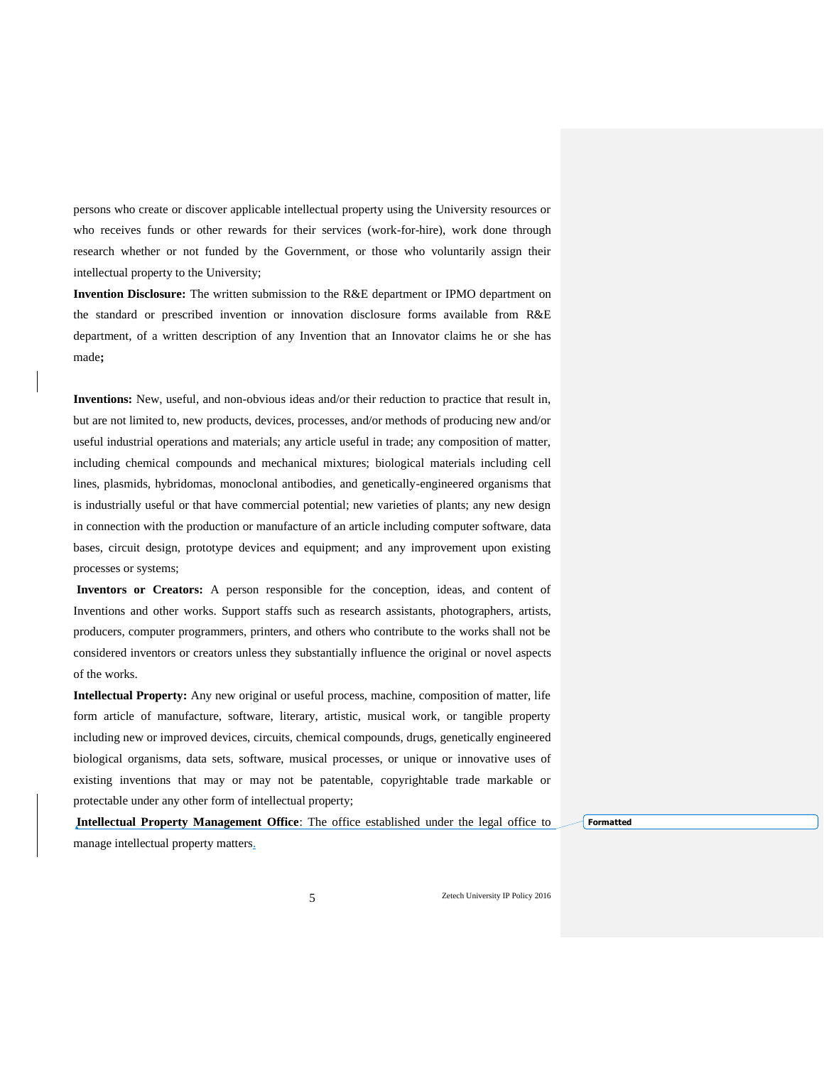persons who create or discover applicable intellectual property using the University resources or who receives funds or other rewards for their services (work-for-hire), work done through research whether or not funded by the Government, or those who voluntarily assign their intellectual property to the University;

**Invention Disclosure:** The written submission to the R&E department or IPMO department on the standard or prescribed invention or innovation disclosure forms available from R&E department, of a written description of any Invention that an Innovator claims he or she has made**;**

**Inventions:** New, useful, and non-obvious ideas and/or their reduction to practice that result in, but are not limited to, new products, devices, processes, and/or methods of producing new and/or useful industrial operations and materials; any article useful in trade; any composition of matter, including chemical compounds and mechanical mixtures; biological materials including cell lines, plasmids, hybridomas, monoclonal antibodies, and genetically-engineered organisms that is industrially useful or that have commercial potential; new varieties of plants; any new design in connection with the production or manufacture of an article including computer software, data bases, circuit design, prototype devices and equipment; and any improvement upon existing processes or systems;

**Inventors or Creators:** A person responsible for the conception, ideas, and content of Inventions and other works. Support staffs such as research assistants, photographers, artists, producers, computer programmers, printers, and others who contribute to the works shall not be considered inventors or creators unless they substantially influence the original or novel aspects of the works.

**Intellectual Property:** Any new original or useful process, machine, composition of matter, life form article of manufacture, software, literary, artistic, musical work, or tangible property including new or improved devices, circuits, chemical compounds, drugs, genetically engineered biological organisms, data sets, software, musical processes, or unique or innovative uses of existing inventions that may or may not be patentable, copyrightable trade markable or protectable under any other form of intellectual property;

**Intellectual Property Management Office**: The office established under the legal office to manage intellectual property matters.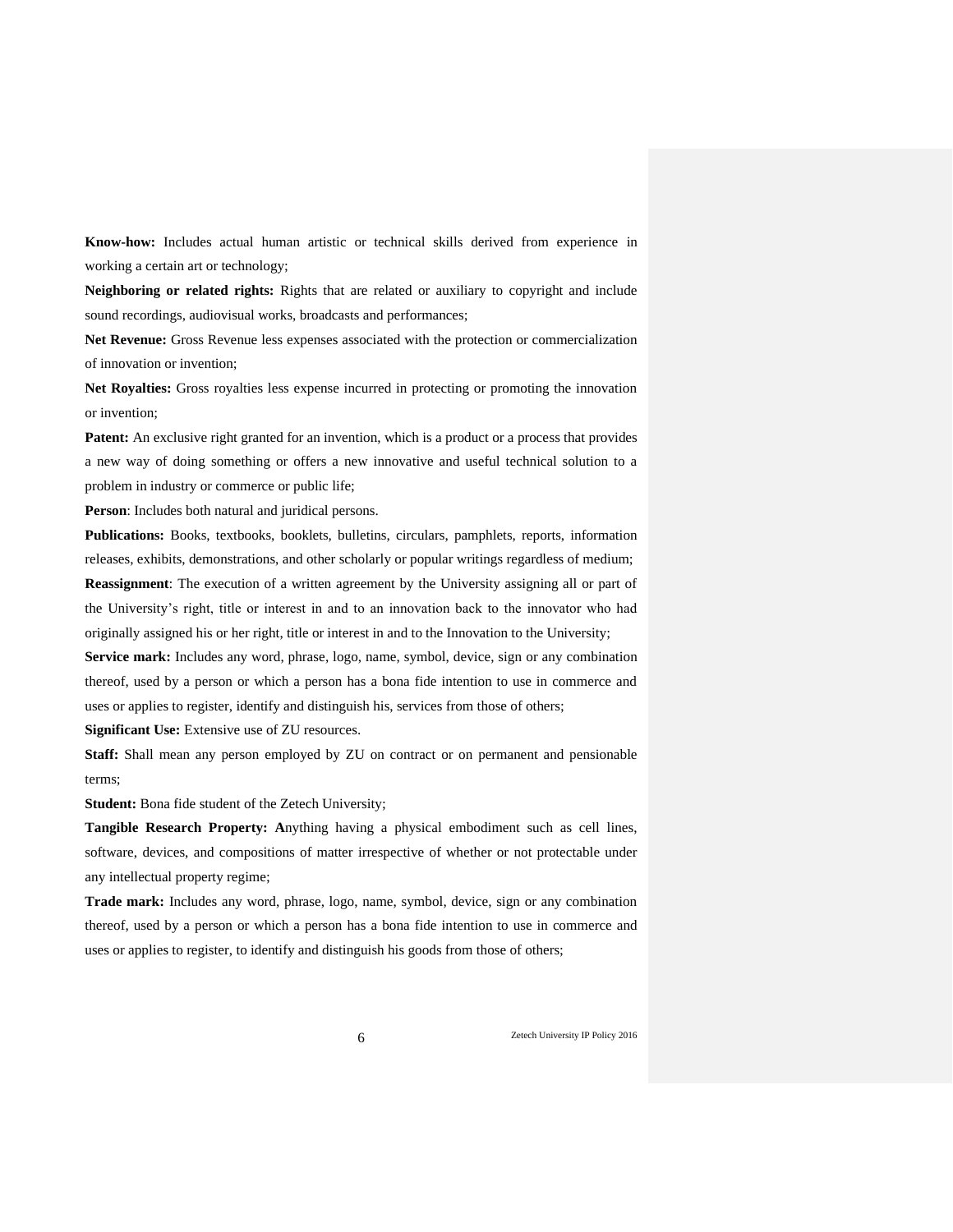**Know-how:** Includes actual human artistic or technical skills derived from experience in working a certain art or technology;

**Neighboring or related rights:** Rights that are related or auxiliary to copyright and include sound recordings, audiovisual works, broadcasts and performances;

**Net Revenue:** Gross Revenue less expenses associated with the protection or commercialization of innovation or invention;

**Net Royalties:** Gross royalties less expense incurred in protecting or promoting the innovation or invention;

**Patent:** An exclusive right granted for an invention, which is a product or a process that provides a new way of doing something or offers a new innovative and useful technical solution to a problem in industry or commerce or public life;

**Person**: Includes both natural and juridical persons.

**Publications:** Books, textbooks, booklets, bulletins, circulars, pamphlets, reports, information releases, exhibits, demonstrations, and other scholarly or popular writings regardless of medium;

**Reassignment**: The execution of a written agreement by the University assigning all or part of the University's right, title or interest in and to an innovation back to the innovator who had originally assigned his or her right, title or interest in and to the Innovation to the University;

**Service mark:** Includes any word, phrase, logo, name, symbol, device, sign or any combination thereof, used by a person or which a person has a bona fide intention to use in commerce and uses or applies to register, identify and distinguish his, services from those of others;

**Significant Use:** Extensive use of ZU resources.

**Staff:** Shall mean any person employed by ZU on contract or on permanent and pensionable terms;

**Student:** Bona fide student of the Zetech University;

**Tangible Research Property: A**nything having a physical embodiment such as cell lines, software, devices, and compositions of matter irrespective of whether or not protectable under any intellectual property regime;

**Trade mark:** Includes any word, phrase, logo, name, symbol, device, sign or any combination thereof, used by a person or which a person has a bona fide intention to use in commerce and uses or applies to register, to identify and distinguish his goods from those of others;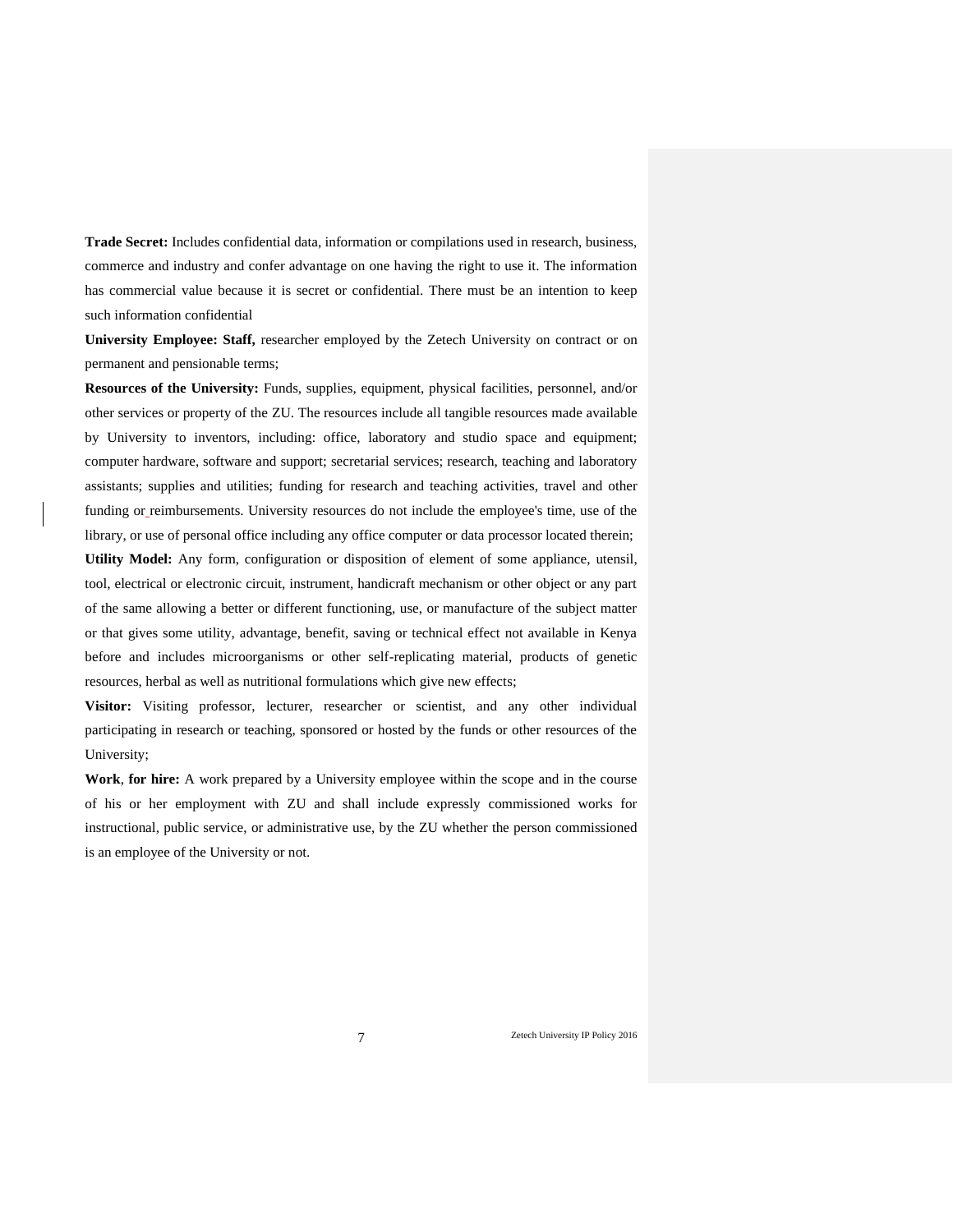**Trade Secret:** Includes confidential data, information or compilations used in research, business, commerce and industry and confer advantage on one having the right to use it. The information has commercial value because it is secret or confidential. There must be an intention to keep such information confidential

**University Employee: Staff,** researcher employed by the Zetech University on contract or on permanent and pensionable terms;

**Resources of the University:** Funds, supplies, equipment, physical facilities, personnel, and/or other services or property of the ZU. The resources include all tangible resources made available by University to inventors, including: office, laboratory and studio space and equipment; computer hardware, software and support; secretarial services; research, teaching and laboratory assistants; supplies and utilities; funding for research and teaching activities, travel and other funding or reimbursements. University resources do not include the employee's time, use of the library, or use of personal office including any office computer or data processor located therein;

**Utility Model:** Any form, configuration or disposition of element of some appliance, utensil, tool, electrical or electronic circuit, instrument, handicraft mechanism or other object or any part of the same allowing a better or different functioning, use, or manufacture of the subject matter or that gives some utility, advantage, benefit, saving or technical effect not available in Kenya before and includes microorganisms or other self-replicating material, products of genetic resources, herbal as well as nutritional formulations which give new effects;

**Visitor:** Visiting professor, lecturer, researcher or scientist, and any other individual participating in research or teaching, sponsored or hosted by the funds or other resources of the University;

**Work**, **for hire:** A work prepared by a University employee within the scope and in the course of his or her employment with ZU and shall include expressly commissioned works for instructional, public service, or administrative use, by the ZU whether the person commissioned is an employee of the University or not.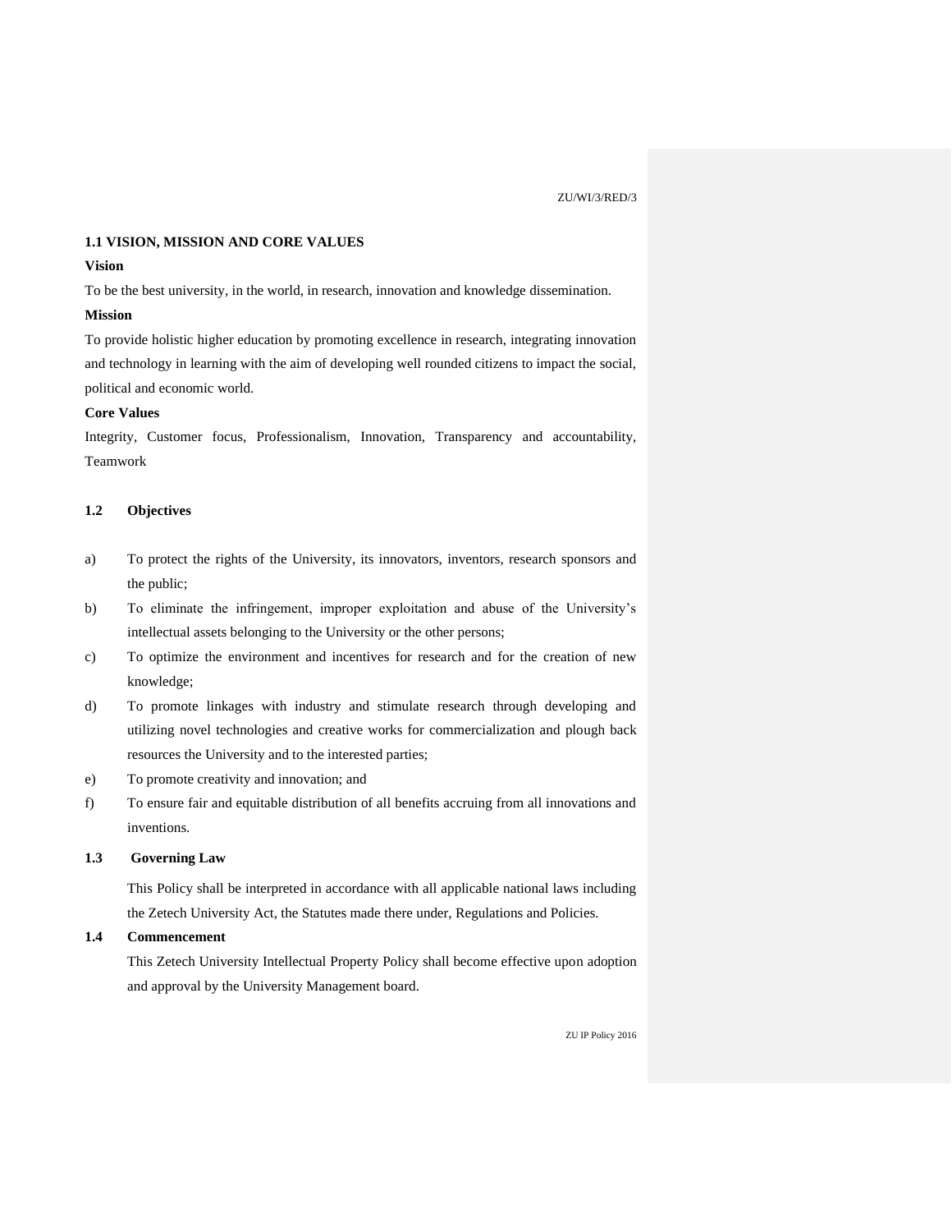## 1.1 VISION, MISSION AND CORE VALUES

**Vision**

To be the best university, in the world, in research, innovation and knowledge dissemination.

**Mission**

To provide holistic higher education by promoting excellence in research, integrating innovation and technology in learning with the aim of developing well rounded citizens to impact the social, political and economic world.

**Core Values**

Integrity, Customer focus, Professionalism, Innovation, Transparency and accountability, Teamwork

## 1.2 Objectives

a) To protect the rights of the University, its innovators, inventors, research sponsors and the public;

b) To eliminate the infringement, improper exploitation and abuse of the University's intellectual assets belonging to the University or the other persons;

c) To optimize the environment and incentives for research and for the creation of new knowledge;

d) To promote linkages with industry and stimulate research through developing and utilizing novel technologies and creative works for commercialization and plough back resources the University and to the interested parties;

e) To promote creativity and innovation; and

f) To ensure fair and equitable distribution of all benefits accruing from all innovations and inventions.

## 1.3 Governing Law

This Policy shall be interpreted in accordance with all applicable national laws including the Zetech University Act, the Statutes made there under, Regulations and Policies.

## 1.4 Commencement

This Zetech University Intellectual Property Policy shall become effective upon adoption and approval by the University Management board.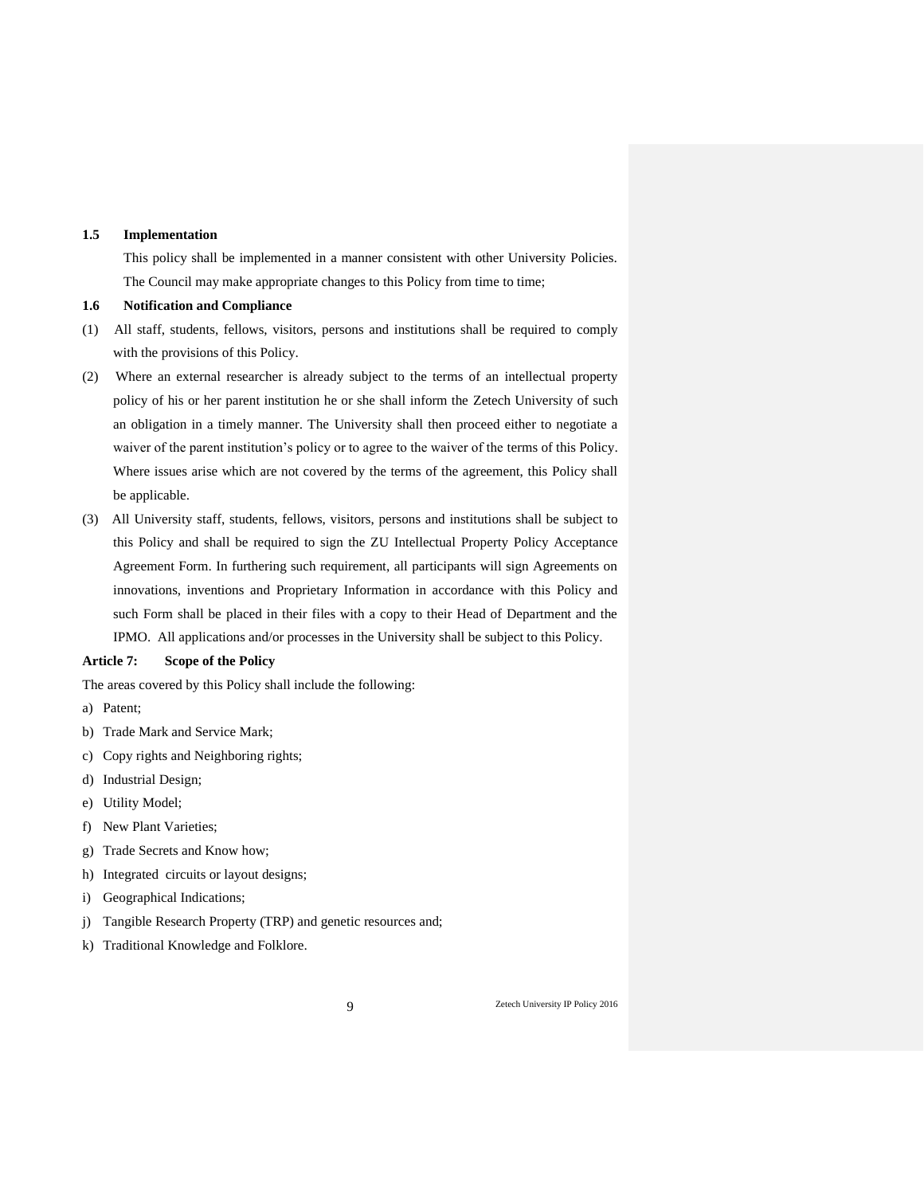### 1.5 Implementation

This policy shall be implemented in a manner consistent with other University Policies. The Council may make appropriate changes to this Policy from time to time;

### 1.6 Notification and Compliance

(1) All staff, students, fellows, visitors, persons and institutions shall be required to comply with the provisions of this Policy.

(2) Where an external researcher is already subject to the terms of an intellectual property policy of his or her parent institution he or she shall inform the Zetech University of such an obligation in a timely manner. The University shall then proceed either to negotiate a waiver of the parent institution's policy or to agree to the waiver of the terms of this Policy. Where issues arise which are not covered by the terms of the agreement, this Policy shall be applicable.

(3) All University staff, students, fellows, visitors, persons and institutions shall be subject to this Policy and shall be required to sign the ZU Intellectual Property Policy Acceptance Agreement Form. In furthering such requirement, all participants will sign Agreements on innovations, inventions and Proprietary Information in accordance with this Policy and such Form shall be placed in their files with a copy to their Head of Department and the IPMO. All applications and/or processes in the University shall be subject to this Policy.

### Article 7: Scope of the Policy

The areas covered by this Policy shall include the following:

a) Patent;
b) Trade Mark and Service Mark;
c) Copy rights and Neighboring rights;
d) Industrial Design;
e) Utility Model;
f) New Plant Varieties;
g) Trade Secrets and Know how;
h) Integrated circuits or layout designs;
i) Geographical Indications;
j) Tangible Research Property (TRP) and genetic resources and;
k) Traditional Knowledge and Folklore.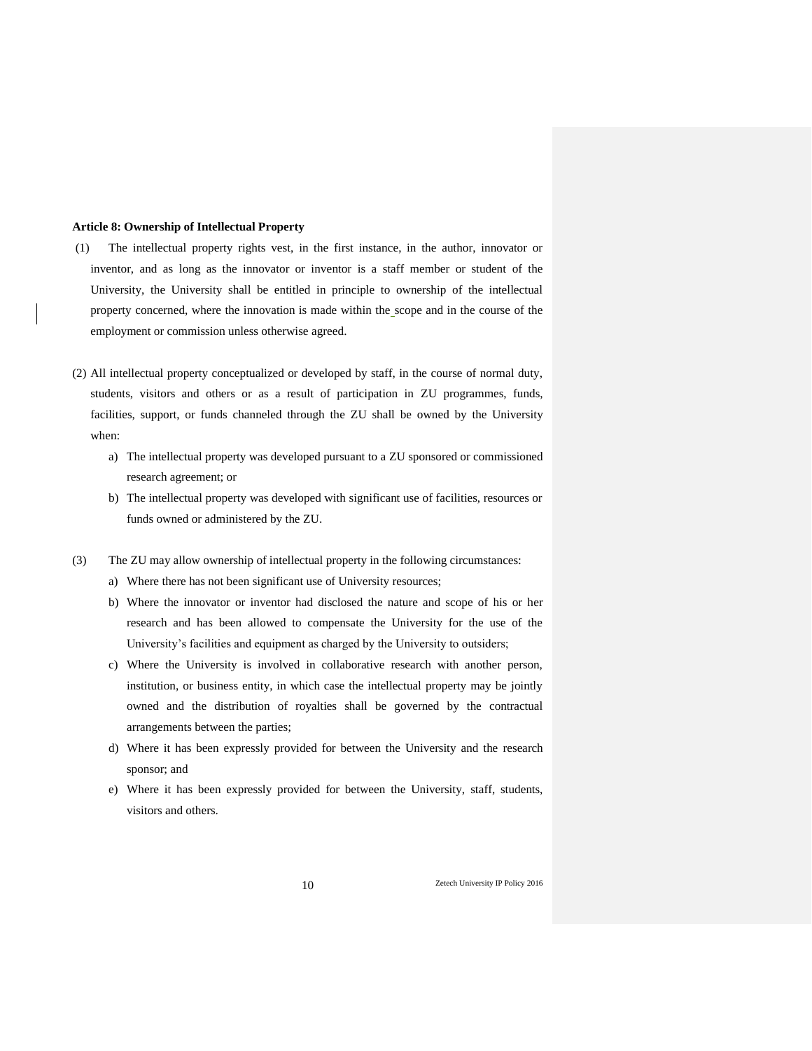**Article 8: Ownership of Intellectual Property**

(1) The intellectual property rights vest, in the first instance, in the author, innovator or inventor, and as long as the innovator or inventor is a staff member or student of the University, the University shall be entitled in principle to ownership of the intellectual property concerned, where the innovation is made within the scope and in the course of the employment or commission unless otherwise agreed.

(2) All intellectual property conceptualized or developed by staff, in the course of normal duty, students, visitors and others or as a result of participation in ZU programmes, funds, facilities, support, or funds channeled through the ZU shall be owned by the University when:

   a) The intellectual property was developed pursuant to a ZU sponsored or commissioned research agreement; or
   b) The intellectual property was developed with significant use of facilities, resources or funds owned or administered by the ZU.

(3) The ZU may allow ownership of intellectual property in the following circumstances:

   a) Where there has not been significant use of University resources;
   b) Where the innovator or inventor had disclosed the nature and scope of his or her research and has been allowed to compensate the University for the use of the University's facilities and equipment as charged by the University to outsiders;
   c) Where the University is involved in collaborative research with another person, institution, or business entity, in which case the intellectual property may be jointly owned and the distribution of royalties shall be governed by the contractual arrangements between the parties;
   d) Where it has been expressly provided for between the University and the research sponsor; and
   e) Where it has been expressly provided for between the University, staff, students, visitors and others.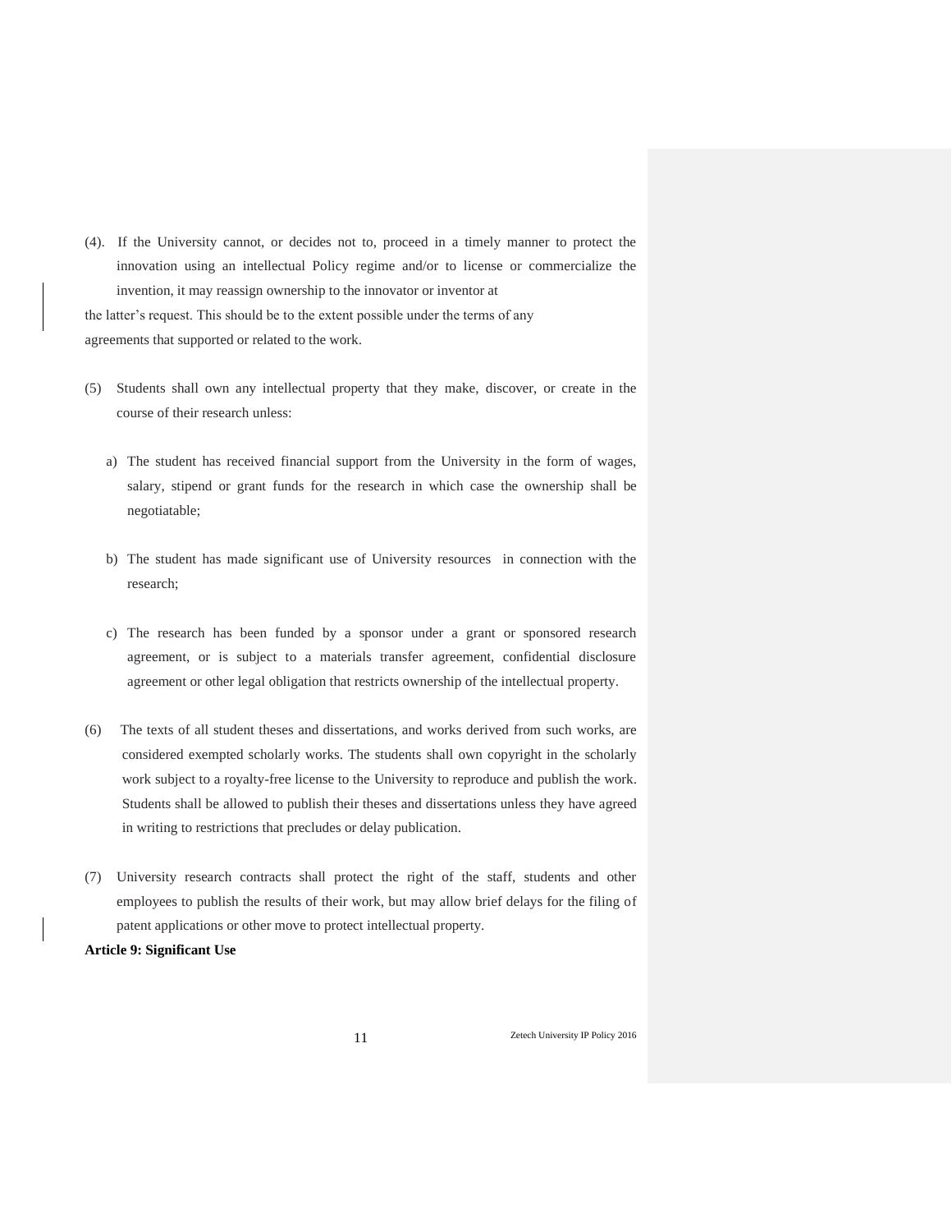(4). If the University cannot, or decides not to, proceed in a timely manner to protect the innovation using an intellectual Policy regime and/or to license or commercialize the invention, it may reassign ownership to the innovator or inventor at the latter's request. This should be to the extent possible under the terms of any agreements that supported or related to the work.

(5) Students shall own any intellectual property that they make, discover, or create in the course of their research unless:

a) The student has received financial support from the University in the form of wages, salary, stipend or grant funds for the research in which case the ownership shall be negotiatable;

b) The student has made significant use of University resources in connection with the research;

c) The research has been funded by a sponsor under a grant or sponsored research agreement, or is subject to a materials transfer agreement, confidential disclosure agreement or other legal obligation that restricts ownership of the intellectual property.

(6) The texts of all student theses and dissertations, and works derived from such works, are considered exempted scholarly works. The students shall own copyright in the scholarly work subject to a royalty-free license to the University to reproduce and publish the work. Students shall be allowed to publish their theses and dissertations unless they have agreed in writing to restrictions that precludes or delay publication.

(7) University research contracts shall protect the right of the staff, students and other employees to publish the results of their work, but may allow brief delays for the filing of patent applications or other move to protect intellectual property.

**Article 9: Significant Use**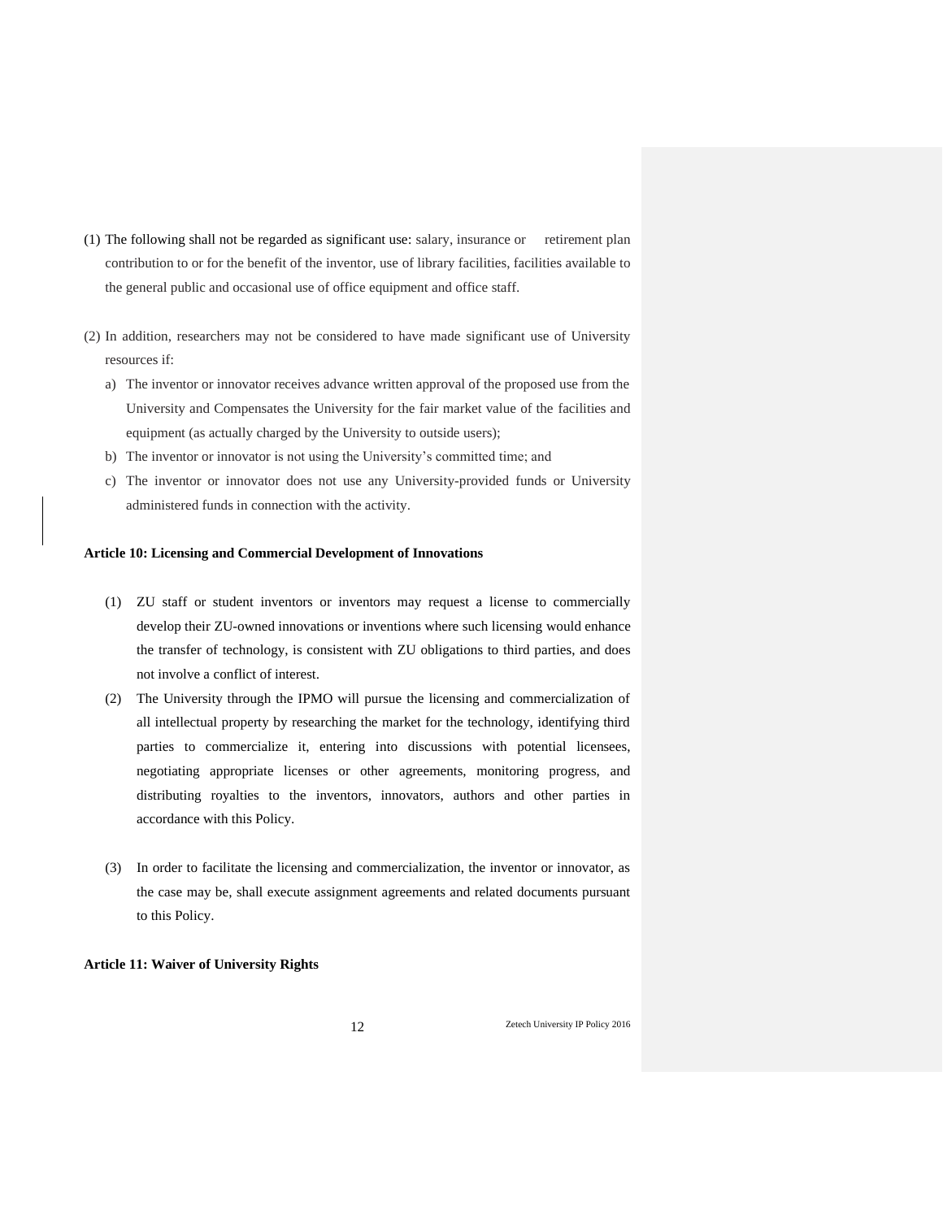(1) The following shall not be regarded as significant use: salary, insurance or retirement plan contribution to or for the benefit of the inventor, use of library facilities, facilities available to the general public and occasional use of office equipment and office staff.

(2) In addition, researchers may not be considered to have made significant use of University resources if:

a) The inventor or innovator receives advance written approval of the proposed use from the University and Compensates the University for the fair market value of the facilities and equipment (as actually charged by the University to outside users);

b) The inventor or innovator is not using the University's committed time; and

c) The inventor or innovator does not use any University-provided funds or University administered funds in connection with the activity.

**Article 10: Licensing and Commercial Development of Innovations**

(1) ZU staff or student inventors or inventors may request a license to commercially develop their ZU-owned innovations or inventions where such licensing would enhance the transfer of technology, is consistent with ZU obligations to third parties, and does not involve a conflict of interest.

(2) The University through the IPMO will pursue the licensing and commercialization of all intellectual property by researching the market for the technology, identifying third parties to commercialize it, entering into discussions with potential licensees, negotiating appropriate licenses or other agreements, monitoring progress, and distributing royalties to the inventors, innovators, authors and other parties in accordance with this Policy.

(3) In order to facilitate the licensing and commercialization, the inventor or innovator, as the case may be, shall execute assignment agreements and related documents pursuant to this Policy.

**Article 11: Waiver of University Rights**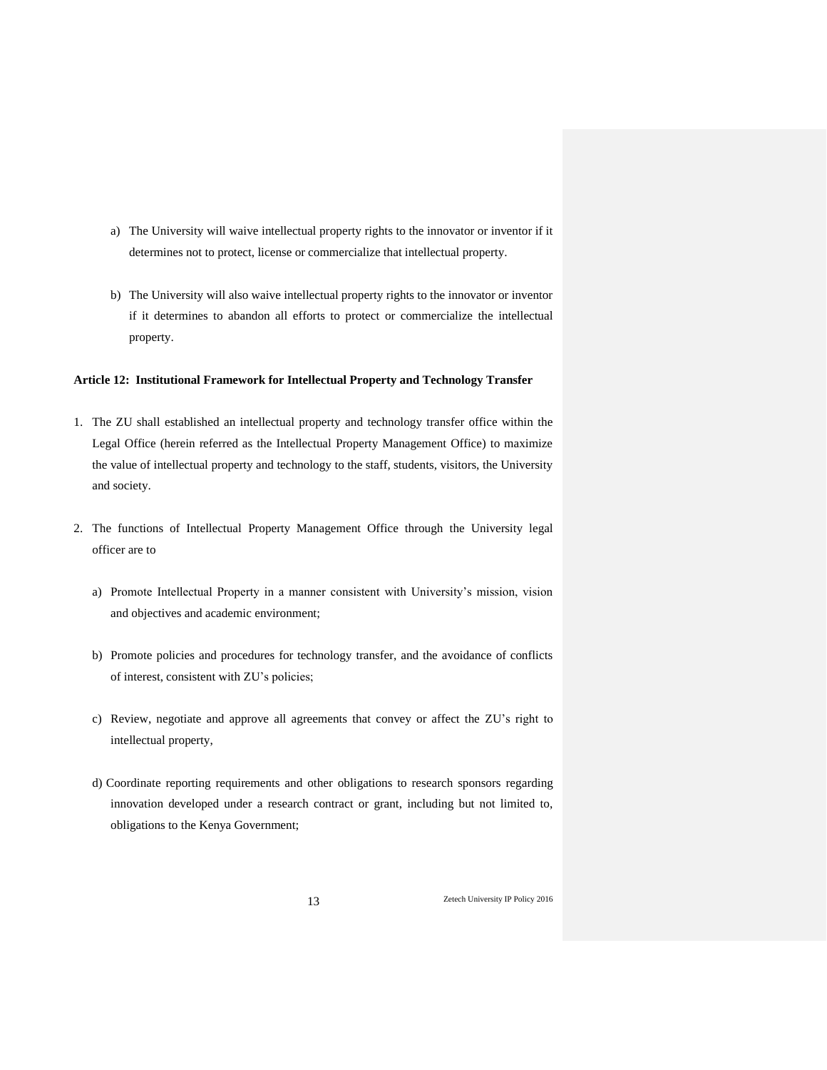a) The University will waive intellectual property rights to the innovator or inventor if it determines not to protect, license or commercialize that intellectual property.

b) The University will also waive intellectual property rights to the innovator or inventor if it determines to abandon all efforts to protect or commercialize the intellectual property.

**Article 12: Institutional Framework for Intellectual Property and Technology Transfer**

1. The ZU shall established an intellectual property and technology transfer office within the Legal Office (herein referred as the Intellectual Property Management Office) to maximize the value of intellectual property and technology to the staff, students, visitors, the University and society.

2. The functions of Intellectual Property Management Office through the University legal officer are to

   a) Promote Intellectual Property in a manner consistent with University's mission, vision and objectives and academic environment;

   b) Promote policies and procedures for technology transfer, and the avoidance of conflicts of interest, consistent with ZU's policies;

   c) Review, negotiate and approve all agreements that convey or affect the ZU's right to intellectual property,

   d) Coordinate reporting requirements and other obligations to research sponsors regarding innovation developed under a research contract or grant, including but not limited to, obligations to the Kenya Government;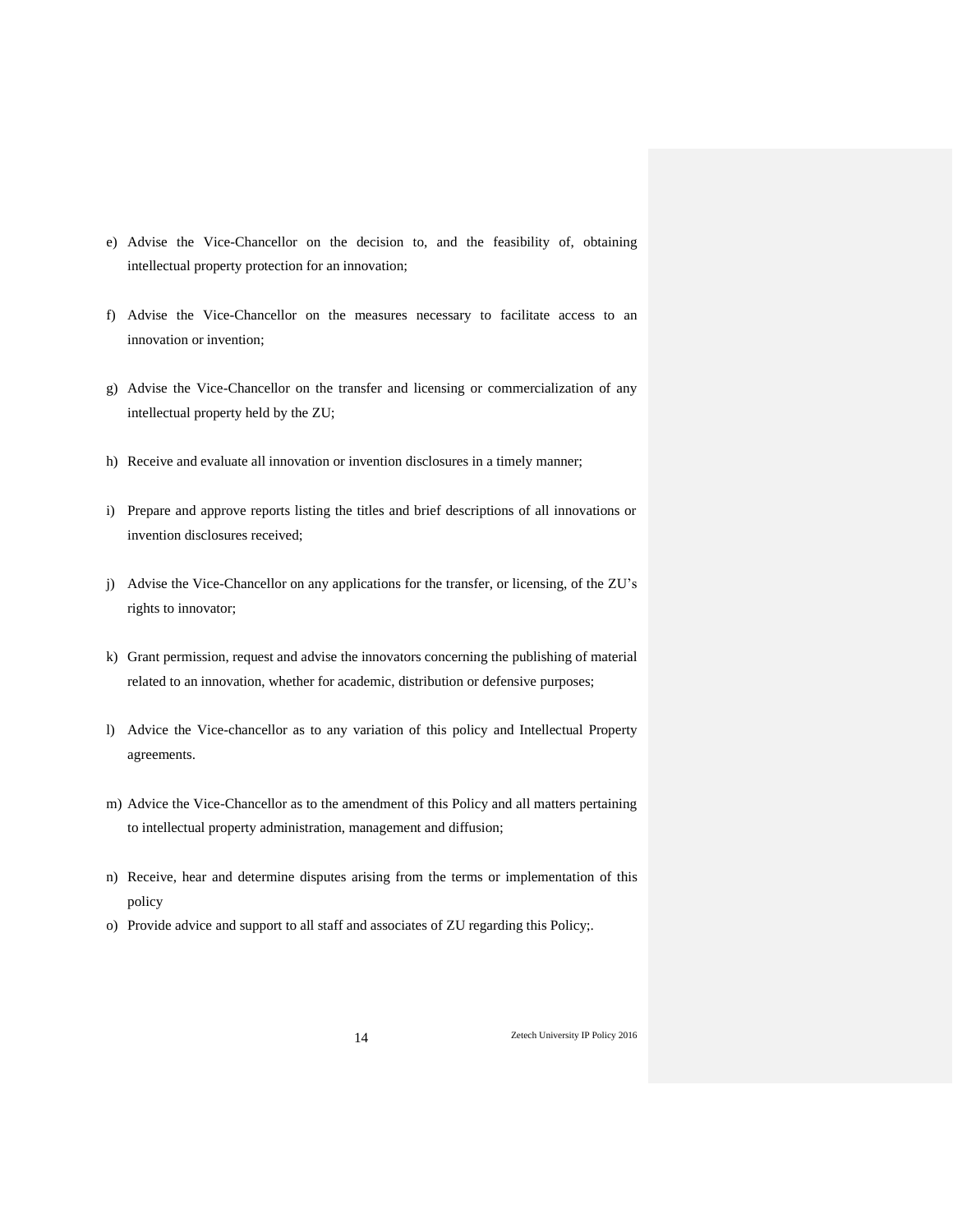e) Advise the Vice-Chancellor on the decision to, and the feasibility of, obtaining intellectual property protection for an innovation;

f) Advise the Vice-Chancellor on the measures necessary to facilitate access to an innovation or invention;

g) Advise the Vice-Chancellor on the transfer and licensing or commercialization of any intellectual property held by the ZU;

h) Receive and evaluate all innovation or invention disclosures in a timely manner;

i) Prepare and approve reports listing the titles and brief descriptions of all innovations or invention disclosures received;

j) Advise the Vice-Chancellor on any applications for the transfer, or licensing, of the ZU's rights to innovator;

k) Grant permission, request and advise the innovators concerning the publishing of material related to an innovation, whether for academic, distribution or defensive purposes;

l) Advice the Vice-chancellor as to any variation of this policy and Intellectual Property agreements.

m) Advice the Vice-Chancellor as to the amendment of this Policy and all matters pertaining to intellectual property administration, management and diffusion;

n) Receive, hear and determine disputes arising from the terms or implementation of this policy

o) Provide advice and support to all staff and associates of ZU regarding this Policy;.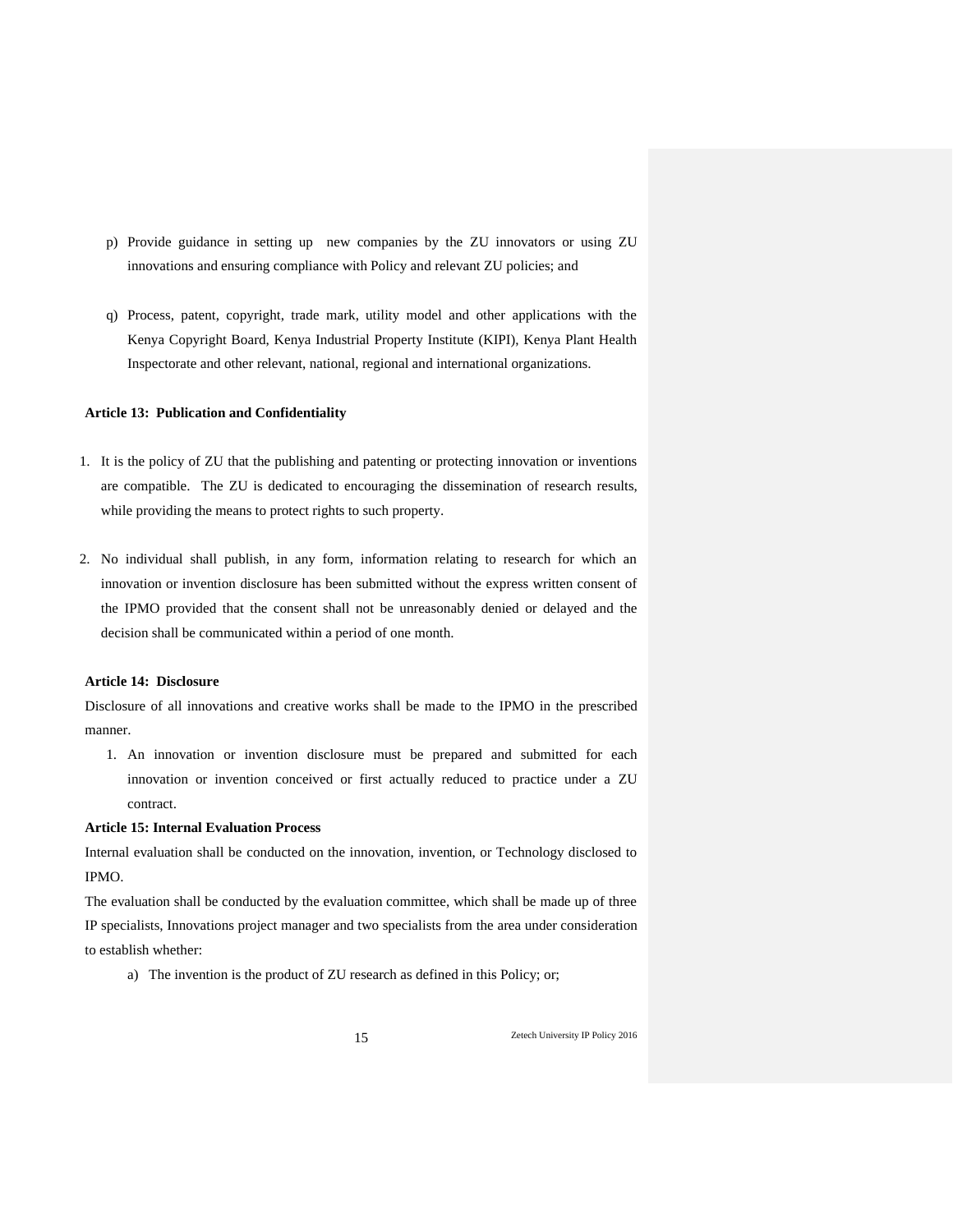p) Provide guidance in setting up new companies by the ZU innovators or using ZU innovations and ensuring compliance with Policy and relevant ZU policies; and

q) Process, patent, copyright, trade mark, utility model and other applications with the Kenya Copyright Board, Kenya Industrial Property Institute (KIPI), Kenya Plant Health Inspectorate and other relevant, national, regional and international organizations.

**Article 13: Publication and Confidentiality**

1. It is the policy of ZU that the publishing and patenting or protecting innovation or inventions are compatible. The ZU is dedicated to encouraging the dissemination of research results, while providing the means to protect rights to such property.

2. No individual shall publish, in any form, information relating to research for which an innovation or invention disclosure has been submitted without the express written consent of the IPMO provided that the consent shall not be unreasonably denied or delayed and the decision shall be communicated within a period of one month.

**Article 14: Disclosure**

Disclosure of all innovations and creative works shall be made to the IPMO in the prescribed manner.

1. An innovation or invention disclosure must be prepared and submitted for each innovation or invention conceived or first actually reduced to practice under a ZU contract.

**Article 15: Internal Evaluation Process**

Internal evaluation shall be conducted on the innovation, invention, or Technology disclosed to IPMO.

The evaluation shall be conducted by the evaluation committee, which shall be made up of three IP specialists, Innovations project manager and two specialists from the area under consideration to establish whether:

a) The invention is the product of ZU research as defined in this Policy; or;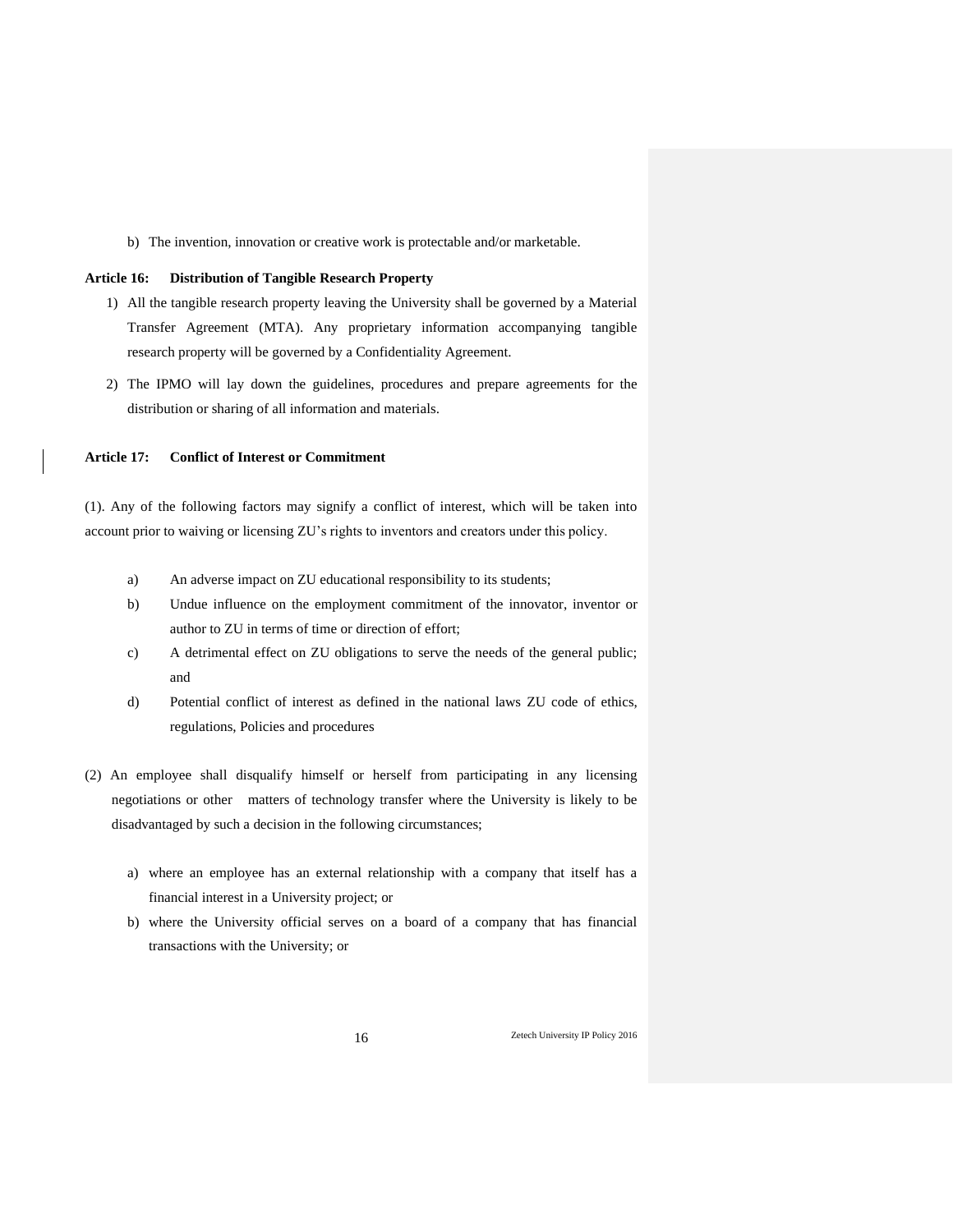b) The invention, innovation or creative work is protectable and/or marketable.

**Article 16: Distribution of Tangible Research Property**

1) All the tangible research property leaving the University shall be governed by a Material Transfer Agreement (MTA). Any proprietary information accompanying tangible research property will be governed by a Confidentiality Agreement.
2) The IPMO will lay down the guidelines, procedures and prepare agreements for the distribution or sharing of all information and materials.

**Article 17: Conflict of Interest or Commitment**

(1). Any of the following factors may signify a conflict of interest, which will be taken into account prior to waiving or licensing ZU's rights to inventors and creators under this policy.

a) An adverse impact on ZU educational responsibility to its students;

b) Undue influence on the employment commitment of the innovator, inventor or author to ZU in terms of time or direction of effort;

c) A detrimental effect on ZU obligations to serve the needs of the general public; and

d) Potential conflict of interest as defined in the national laws ZU code of ethics, regulations, Policies and procedures

(2) An employee shall disqualify himself or herself from participating in any licensing negotiations or other matters of technology transfer where the University is likely to be disadvantaged by such a decision in the following circumstances;

a) where an employee has an external relationship with a company that itself has a financial interest in a University project; or

b) where the University official serves on a board of a company that has financial transactions with the University; or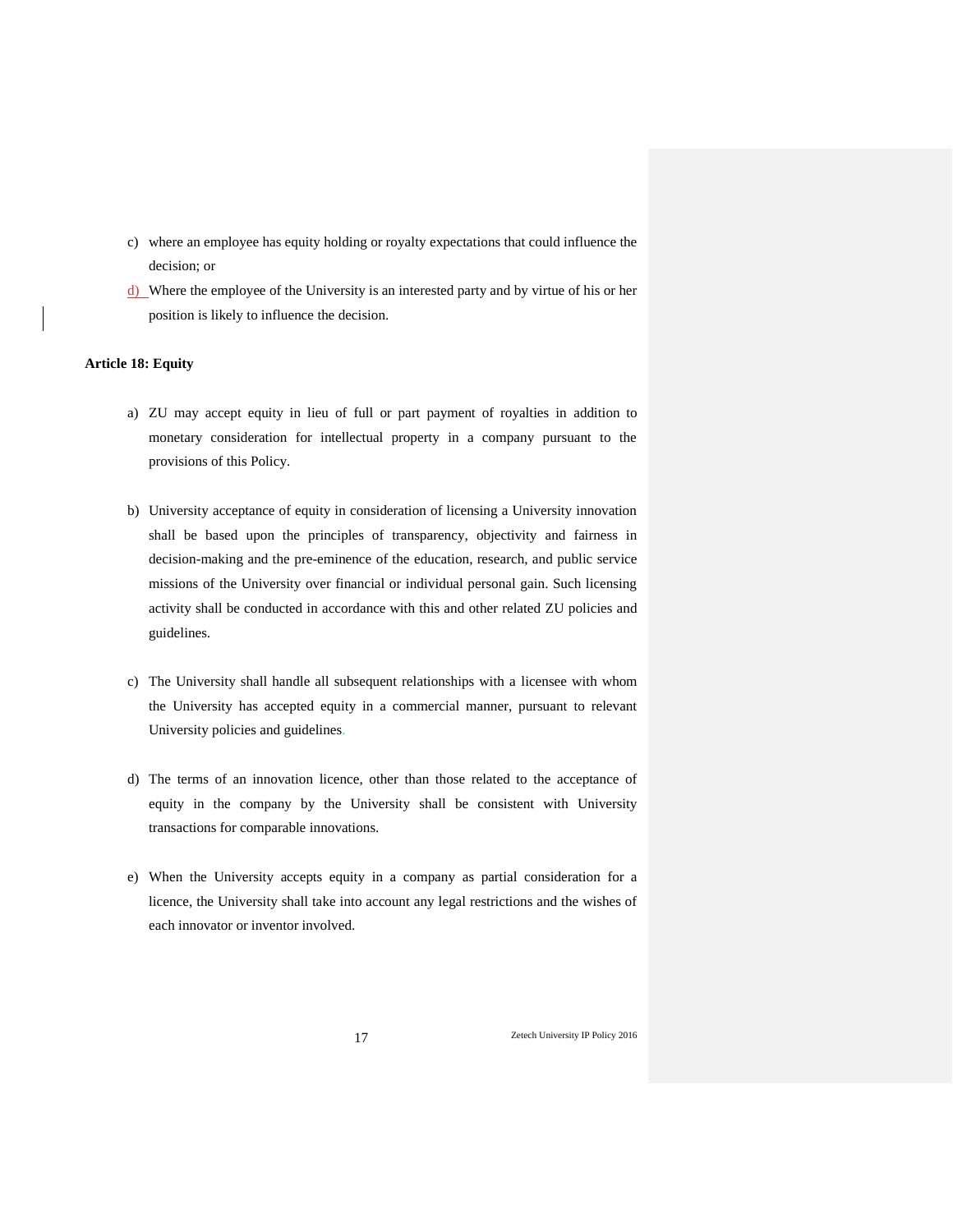c) where an employee has equity holding or royalty expectations that could influence the decision; or

d) Where the employee of the University is an interested party and by virtue of his or her position is likely to influence the decision.

**Article 18: Equity**

a) ZU may accept equity in lieu of full or part payment of royalties in addition to monetary consideration for intellectual property in a company pursuant to the provisions of this Policy.

b) University acceptance of equity in consideration of licensing a University innovation shall be based upon the principles of transparency, objectivity and fairness in decision-making and the pre-eminence of the education, research, and public service missions of the University over financial or individual personal gain. Such licensing activity shall be conducted in accordance with this and other related ZU policies and guidelines.

c) The University shall handle all subsequent relationships with a licensee with whom the University has accepted equity in a commercial manner, pursuant to relevant University policies and guidelines.

d) The terms of an innovation licence, other than those related to the acceptance of equity in the company by the University shall be consistent with University transactions for comparable innovations.

e) When the University accepts equity in a company as partial consideration for a licence, the University shall take into account any legal restrictions and the wishes of each innovator or inventor involved.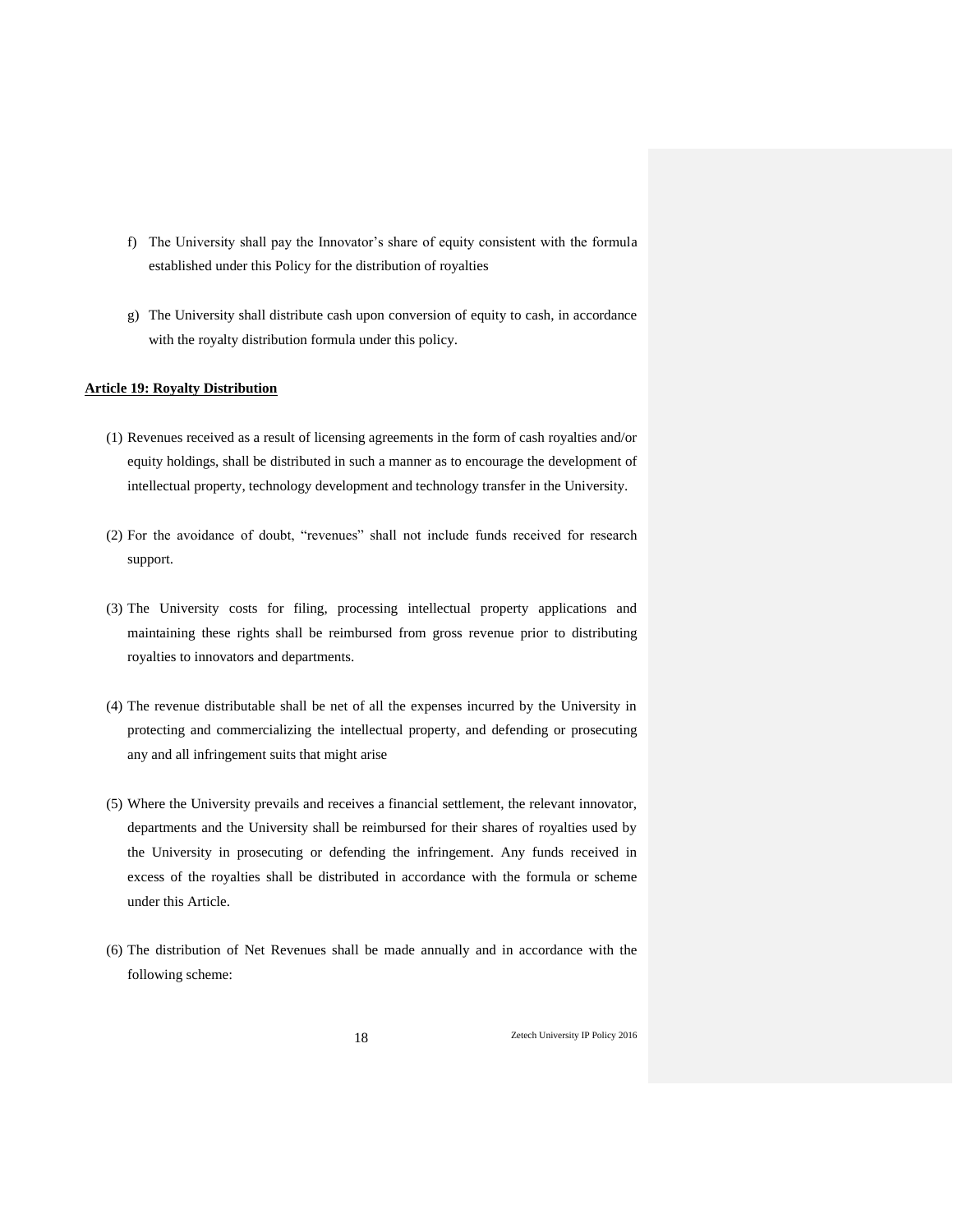f) The University shall pay the Innovator's share of equity consistent with the formula established under this Policy for the distribution of royalties

g) The University shall distribute cash upon conversion of equity to cash, in accordance with the royalty distribution formula under this policy.

**Article 19: Royalty Distribution**

(1) Revenues received as a result of licensing agreements in the form of cash royalties and/or equity holdings, shall be distributed in such a manner as to encourage the development of intellectual property, technology development and technology transfer in the University.

(2) For the avoidance of doubt, "revenues" shall not include funds received for research support.

(3) The University costs for filing, processing intellectual property applications and maintaining these rights shall be reimbursed from gross revenue prior to distributing royalties to innovators and departments.

(4) The revenue distributable shall be net of all the expenses incurred by the University in protecting and commercializing the intellectual property, and defending or prosecuting any and all infringement suits that might arise

(5) Where the University prevails and receives a financial settlement, the relevant innovator, departments and the University shall be reimbursed for their shares of royalties used by the University in prosecuting or defending the infringement. Any funds received in excess of the royalties shall be distributed in accordance with the formula or scheme under this Article.

(6) The distribution of Net Revenues shall be made annually and in accordance with the following scheme: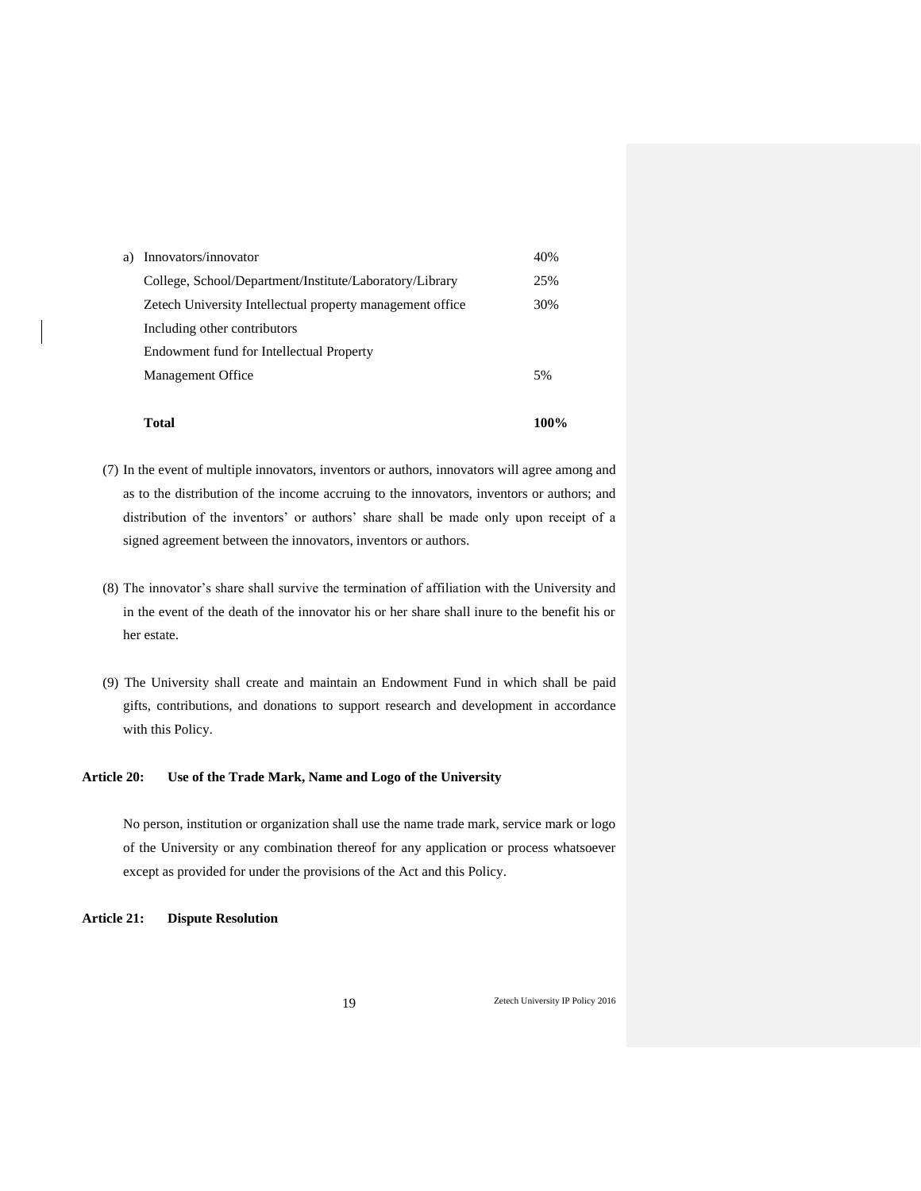| | | |
|---|---|---|
| a) | Innovators/innovator | 40% |
| | College, School/Department/Institute/Laboratory/Library | 25% |
| | Zetech University Intellectual property management office | 30% |
| | Including other contributors | |
| | Endowment fund for Intellectual Property | |
| | Management Office | 5% |
| | **Total** | **100%** |

(7) In the event of multiple innovators, inventors or authors, innovators will agree among and as to the distribution of the income accruing to the innovators, inventors or authors; and distribution of the inventors' or authors' share shall be made only upon receipt of a signed agreement between the innovators, inventors or authors.

(8) The innovator's share shall survive the termination of affiliation with the University and in the event of the death of the innovator his or her share shall inure to the benefit his or her estate.

(9) The University shall create and maintain an Endowment Fund in which shall be paid gifts, contributions, and donations to support research and development in accordance with this Policy.

**Article 20: Use of the Trade Mark, Name and Logo of the University**

No person, institution or organization shall use the name trade mark, service mark or logo of the University or any combination thereof for any application or process whatsoever except as provided for under the provisions of the Act and this Policy.

**Article 21: Dispute Resolution**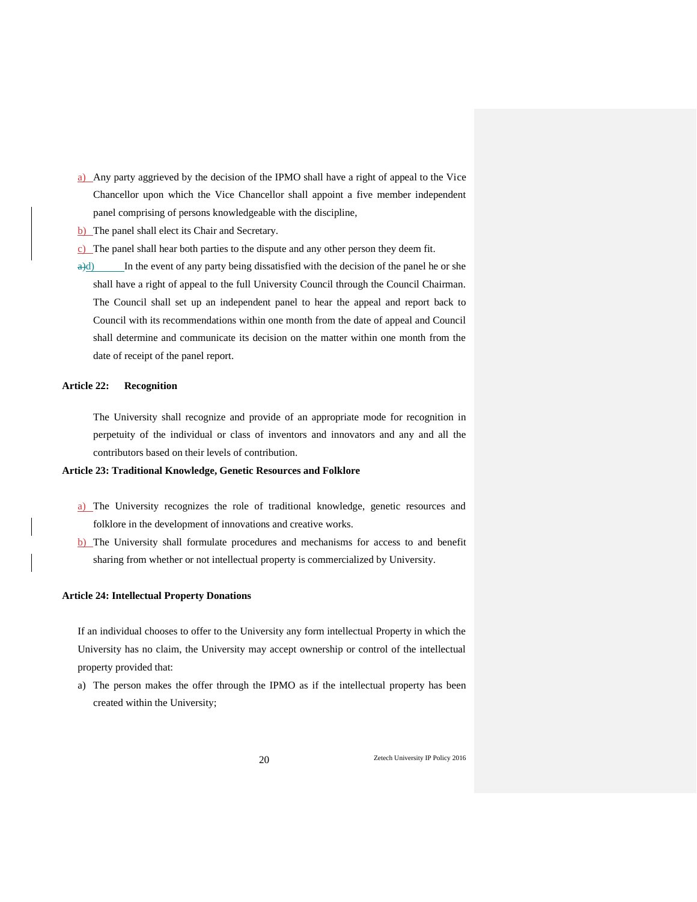a) Any party aggrieved by the decision of the IPMO shall have a right of appeal to the Vice Chancellor upon which the Vice Chancellor shall appoint a five member independent panel comprising of persons knowledgeable with the discipline,

b) The panel shall elect its Chair and Secretary.

c) The panel shall hear both parties to the dispute and any other person they deem fit.

d) In the event of any party being dissatisfied with the decision of the panel he or she shall have a right of appeal to the full University Council through the Council Chairman. The Council shall set up an independent panel to hear the appeal and report back to Council with its recommendations within one month from the date of appeal and Council shall determine and communicate its decision on the matter within one month from the date of receipt of the panel report.

**Article 22: Recognition**

The University shall recognize and provide of an appropriate mode for recognition in perpetuity of the individual or class of inventors and innovators and any and all the contributors based on their levels of contribution.

**Article 23: Traditional Knowledge, Genetic Resources and Folklore**

a) The University recognizes the role of traditional knowledge, genetic resources and folklore in the development of innovations and creative works.

b) The University shall formulate procedures and mechanisms for access to and benefit sharing from whether or not intellectual property is commercialized by University.

**Article 24: Intellectual Property Donations**

If an individual chooses to offer to the University any form intellectual Property in which the University has no claim, the University may accept ownership or control of the intellectual property provided that:

a) The person makes the offer through the IPMO as if the intellectual property has been created within the University;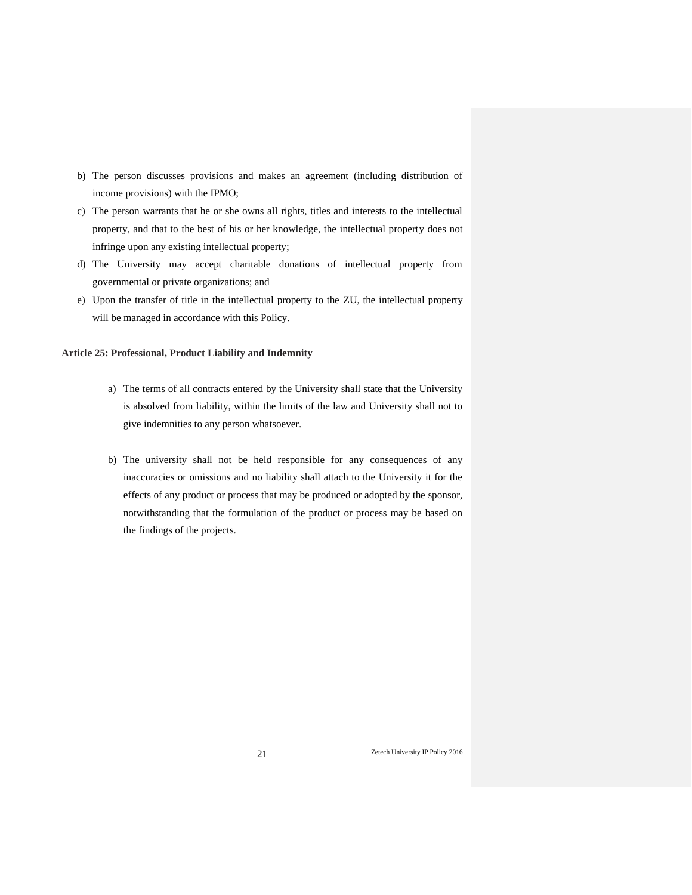b) The person discusses provisions and makes an agreement (including distribution of income provisions) with the IPMO;

c) The person warrants that he or she owns all rights, titles and interests to the intellectual property, and that to the best of his or her knowledge, the intellectual property does not infringe upon any existing intellectual property;

d) The University may accept charitable donations of intellectual property from governmental or private organizations; and

e) Upon the transfer of title in the intellectual property to the ZU, the intellectual property will be managed in accordance with this Policy.

**Article 25: Professional, Product Liability and Indemnity**

a) The terms of all contracts entered by the University shall state that the University is absolved from liability, within the limits of the law and University shall not to give indemnities to any person whatsoever.

b) The university shall not be held responsible for any consequences of any inaccuracies or omissions and no liability shall attach to the University it for the effects of any product or process that may be produced or adopted by the sponsor, notwithstanding that the formulation of the product or process may be based on the findings of the projects.